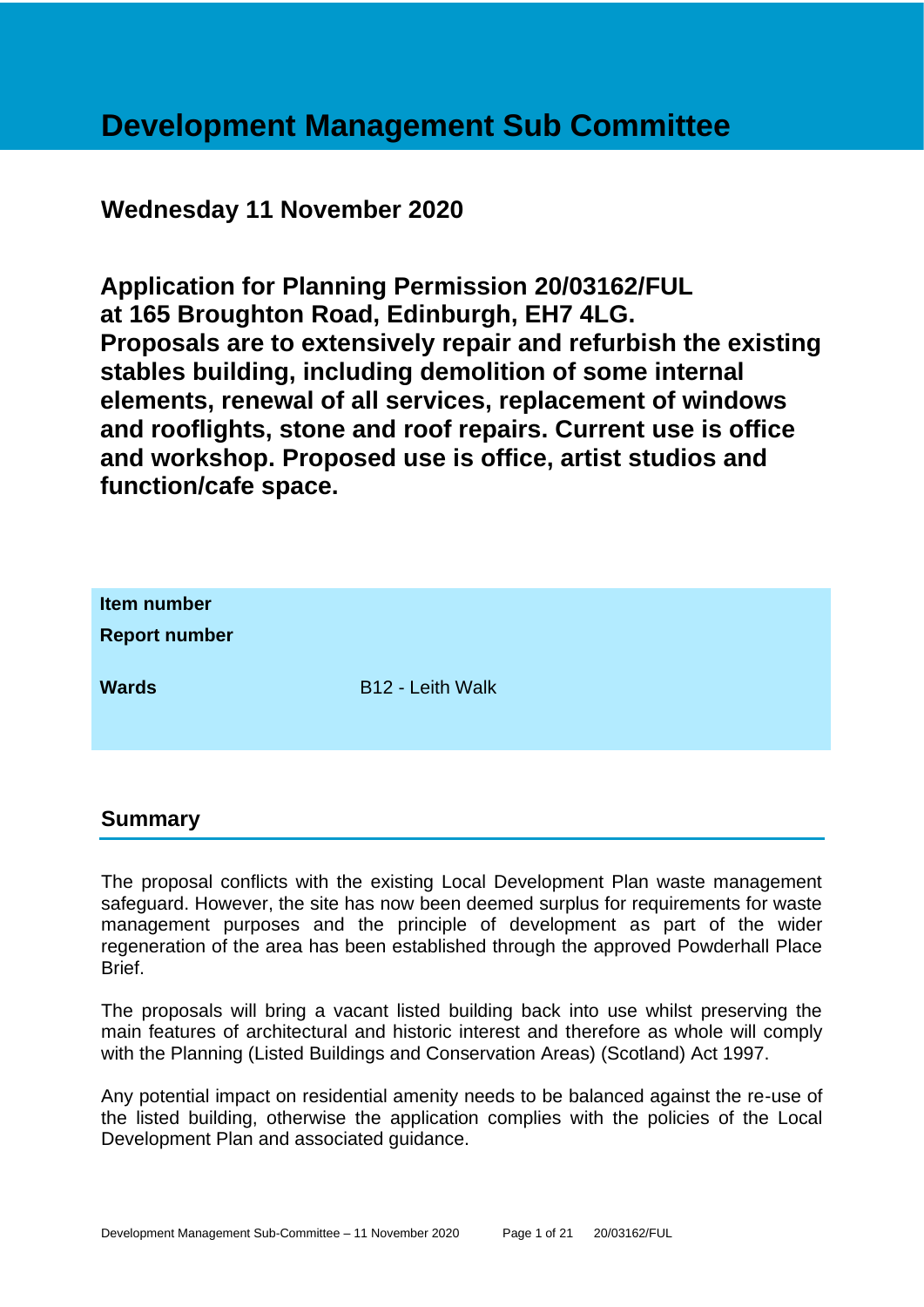# Development Management Sub Committee

## Wednesday 11 November 2020

## Application for Planning Permission 20/03162/FUL at 165 Broughton Road, Edinburgh, EH7 4LG. Proposals are to extensively repair and refurbish the existing stables building, including demolition of some internal elements, renewal of all services, replacement of windows and rooflights, stone and roof repairs. Current use is office and workshop. Proposed use is office, artist studios and function/cafe space.

| | |
|---|---|
| **Item number** | |
| **Report number** | |
| **Wards** | B12 - Leith Walk |

## Summary

The proposal conflicts with the existing Local Development Plan waste management safeguard. However, the site has now been deemed surplus for requirements for waste management purposes and the principle of development as part of the wider regeneration of the area has been established through the approved Powderhall Place Brief.

The proposals will bring a vacant listed building back into use whilst preserving the main features of architectural and historic interest and therefore as whole will comply with the Planning (Listed Buildings and Conservation Areas) (Scotland) Act 1997.

Any potential impact on residential amenity needs to be balanced against the re-use of the listed building, otherwise the application complies with the policies of the Local Development Plan and associated guidance.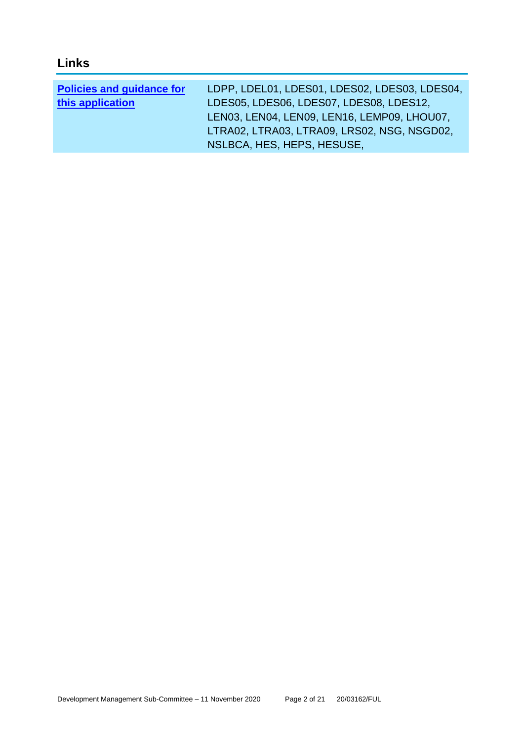## Links

| **Policies and guidance for this application** | LDPP, LDEL01, LDES01, LDES02, LDES03, LDES04, LDES05, LDES06, LDES07, LDES08, LDES12, LEN03, LEN04, LEN09, LEN16, LEMP09, LHOU07, LTRA02, LTRA03, LTRA09, LRS02, NSG, NSGD02, NSLBCA, HES, HEPS, HESUSE, |
|---|---|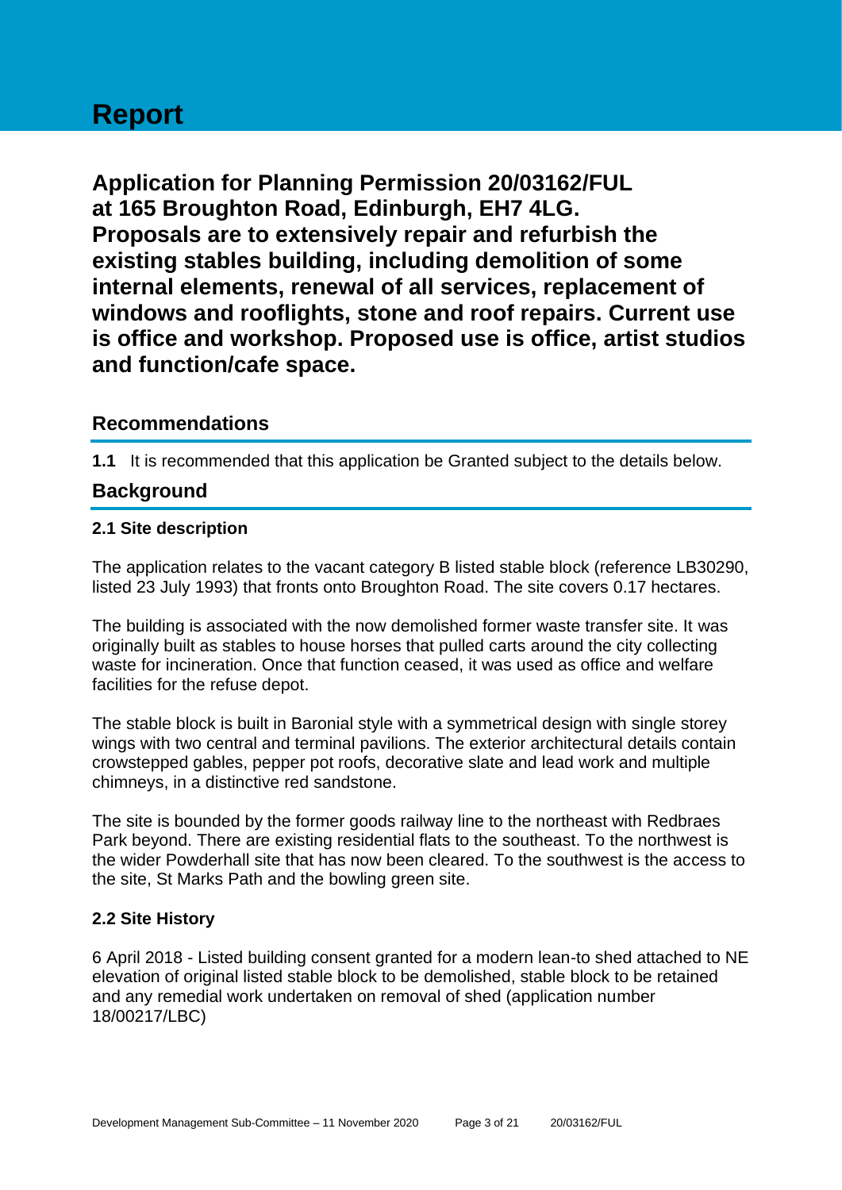# Report

**Application for Planning Permission 20/03162/FUL at 165 Broughton Road, Edinburgh, EH7 4LG. Proposals are to extensively repair and refurbish the existing stables building, including demolition of some internal elements, renewal of all services, replacement of windows and rooflights, stone and roof repairs. Current use is office and workshop. Proposed use is office, artist studios and function/cafe space.**

## Recommendations

**1.1** It is recommended that this application be Granted subject to the details below.

## Background

### 2.1 Site description

The application relates to the vacant category B listed stable block (reference LB30290, listed 23 July 1993) that fronts onto Broughton Road. The site covers 0.17 hectares.

The building is associated with the now demolished former waste transfer site. It was originally built as stables to house horses that pulled carts around the city collecting waste for incineration. Once that function ceased, it was used as office and welfare facilities for the refuse depot.

The stable block is built in Baronial style with a symmetrical design with single storey wings with two central and terminal pavilions. The exterior architectural details contain crowstepped gables, pepper pot roofs, decorative slate and lead work and multiple chimneys, in a distinctive red sandstone.

The site is bounded by the former goods railway line to the northeast with Redbraes Park beyond. There are existing residential flats to the southeast. To the northwest is the wider Powderhall site that has now been cleared. To the southwest is the access to the site, St Marks Path and the bowling green site.

### 2.2 Site History

6 April 2018 - Listed building consent granted for a modern lean-to shed attached to NE elevation of original listed stable block to be demolished, stable block to be retained and any remedial work undertaken on removal of shed (application number 18/00217/LBC)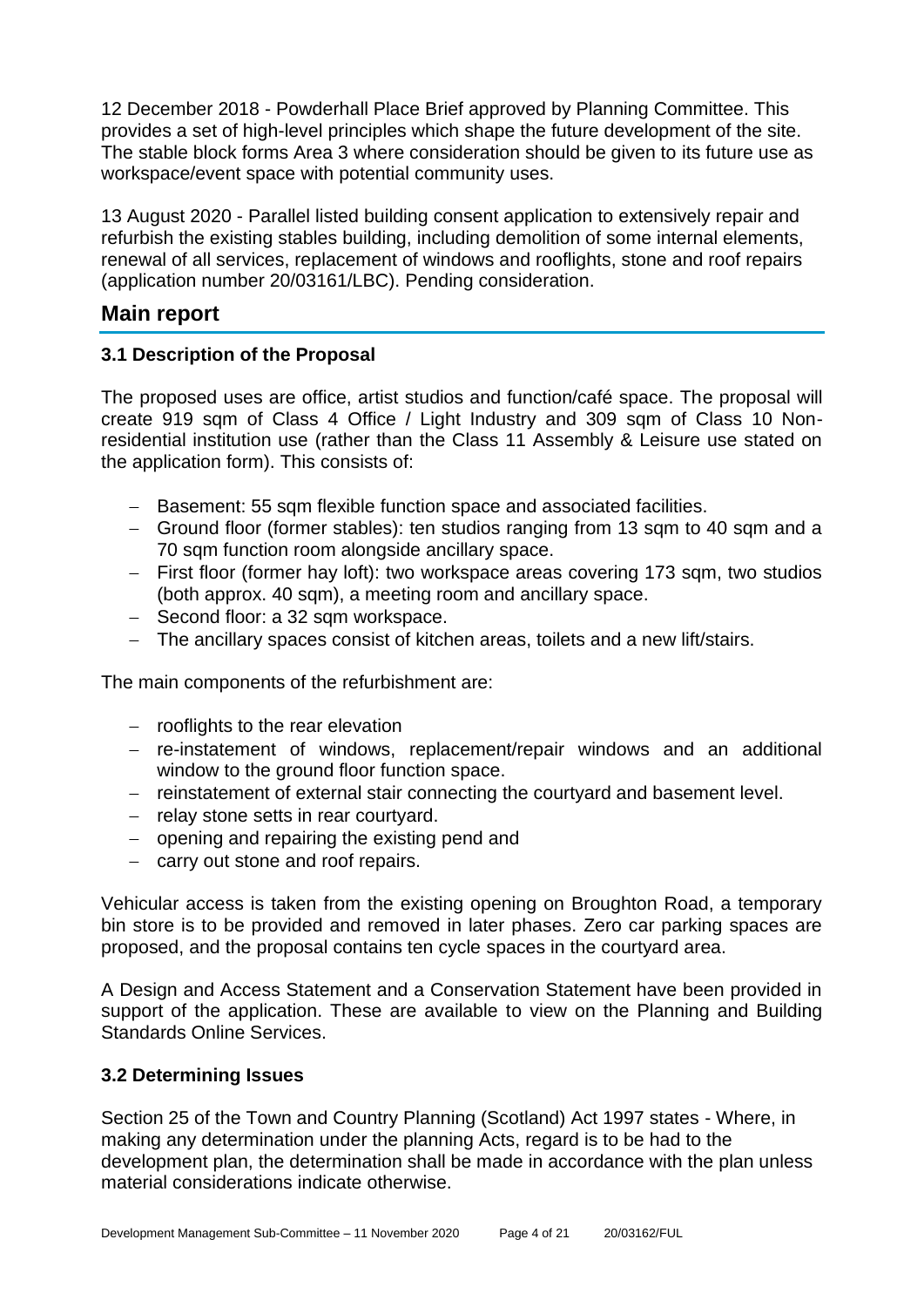12 December 2018 - Powderhall Place Brief approved by Planning Committee. This provides a set of high-level principles which shape the future development of the site. The stable block forms Area 3 where consideration should be given to its future use as workspace/event space with potential community uses.

13 August 2020 - Parallel listed building consent application to extensively repair and refurbish the existing stables building, including demolition of some internal elements, renewal of all services, replacement of windows and rooflights, stone and roof repairs (application number 20/03161/LBC). Pending consideration.

## Main report

### 3.1 Description of the Proposal

The proposed uses are office, artist studios and function/café space. The proposal will create 919 sqm of Class 4 Office / Light Industry and 309 sqm of Class 10 Non-residential institution use (rather than the Class 11 Assembly & Leisure use stated on the application form). This consists of:

- Basement: 55 sqm flexible function space and associated facilities.
- Ground floor (former stables): ten studios ranging from 13 sqm to 40 sqm and a 70 sqm function room alongside ancillary space.
- First floor (former hay loft): two workspace areas covering 173 sqm, two studios (both approx. 40 sqm), a meeting room and ancillary space.
- Second floor: a 32 sqm workspace.
- The ancillary spaces consist of kitchen areas, toilets and a new lift/stairs.

The main components of the refurbishment are:

- rooflights to the rear elevation
- re-instatement of windows, replacement/repair windows and an additional window to the ground floor function space.
- reinstatement of external stair connecting the courtyard and basement level.
- relay stone setts in rear courtyard.
- opening and repairing the existing pend and
- carry out stone and roof repairs.

Vehicular access is taken from the existing opening on Broughton Road, a temporary bin store is to be provided and removed in later phases. Zero car parking spaces are proposed, and the proposal contains ten cycle spaces in the courtyard area.

A Design and Access Statement and a Conservation Statement have been provided in support of the application. These are available to view on the Planning and Building Standards Online Services.

### 3.2 Determining Issues

Section 25 of the Town and Country Planning (Scotland) Act 1997 states - Where, in making any determination under the planning Acts, regard is to be had to the development plan, the determination shall be made in accordance with the plan unless material considerations indicate otherwise.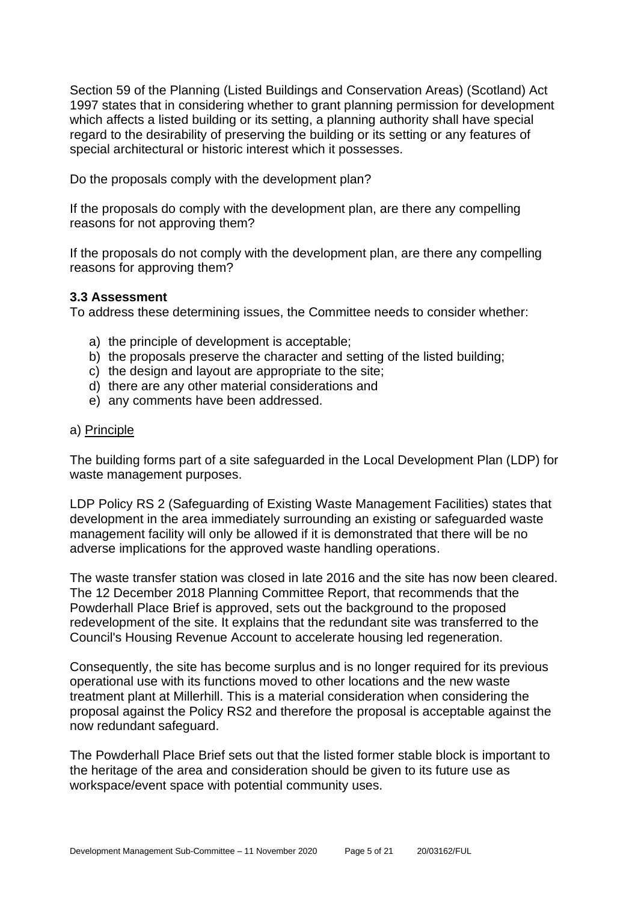Section 59 of the Planning (Listed Buildings and Conservation Areas) (Scotland) Act 1997 states that in considering whether to grant planning permission for development which affects a listed building or its setting, a planning authority shall have special regard to the desirability of preserving the building or its setting or any features of special architectural or historic interest which it possesses.

Do the proposals comply with the development plan?

If the proposals do comply with the development plan, are there any compelling reasons for not approving them?

If the proposals do not comply with the development plan, are there any compelling reasons for approving them?

### 3.3 Assessment

To address these determining issues, the Committee needs to consider whether:

a) the principle of development is acceptable;
b) the proposals preserve the character and setting of the listed building;
c) the design and layout are appropriate to the site;
d) there are any other material considerations and
e) any comments have been addressed.

a) Principle

The building forms part of a site safeguarded in the Local Development Plan (LDP) for waste management purposes.

LDP Policy RS 2 (Safeguarding of Existing Waste Management Facilities) states that development in the area immediately surrounding an existing or safeguarded waste management facility will only be allowed if it is demonstrated that there will be no adverse implications for the approved waste handling operations.

The waste transfer station was closed in late 2016 and the site has now been cleared. The 12 December 2018 Planning Committee Report, that recommends that the Powderhall Place Brief is approved, sets out the background to the proposed redevelopment of the site. It explains that the redundant site was transferred to the Council's Housing Revenue Account to accelerate housing led regeneration.

Consequently, the site has become surplus and is no longer required for its previous operational use with its functions moved to other locations and the new waste treatment plant at Millerhill. This is a material consideration when considering the proposal against the Policy RS2 and therefore the proposal is acceptable against the now redundant safeguard.

The Powderhall Place Brief sets out that the listed former stable block is important to the heritage of the area and consideration should be given to its future use as workspace/event space with potential community uses.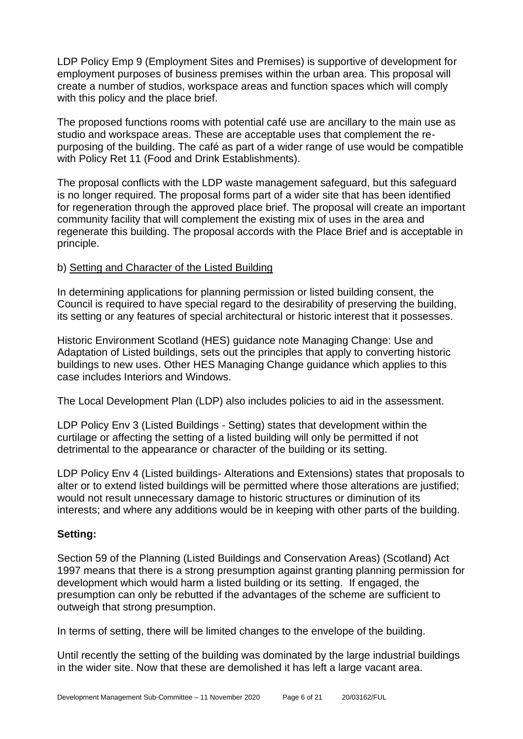LDP Policy Emp 9 (Employment Sites and Premises) is supportive of development for employment purposes of business premises within the urban area. This proposal will create a number of studios, workspace areas and function spaces which will comply with this policy and the place brief.

The proposed functions rooms with potential café use are ancillary to the main use as studio and workspace areas. These are acceptable uses that complement the re-purposing of the building. The café as part of a wider range of use would be compatible with Policy Ret 11 (Food and Drink Establishments).

The proposal conflicts with the LDP waste management safeguard, but this safeguard is no longer required. The proposal forms part of a wider site that has been identified for regeneration through the approved place brief. The proposal will create an important community facility that will complement the existing mix of uses in the area and regenerate this building. The proposal accords with the Place Brief and is acceptable in principle.

b) Setting and Character of the Listed Building

In determining applications for planning permission or listed building consent, the Council is required to have special regard to the desirability of preserving the building, its setting or any features of special architectural or historic interest that it possesses.

Historic Environment Scotland (HES) guidance note Managing Change: Use and Adaptation of Listed buildings, sets out the principles that apply to converting historic buildings to new uses. Other HES Managing Change guidance which applies to this case includes Interiors and Windows.

The Local Development Plan (LDP) also includes policies to aid in the assessment.

LDP Policy Env 3 (Listed Buildings - Setting) states that development within the curtilage or affecting the setting of a listed building will only be permitted if not detrimental to the appearance or character of the building or its setting.

LDP Policy Env 4 (Listed buildings- Alterations and Extensions) states that proposals to alter or to extend listed buildings will be permitted where those alterations are justified; would not result unnecessary damage to historic structures or diminution of its interests; and where any additions would be in keeping with other parts of the building.

**Setting:**

Section 59 of the Planning (Listed Buildings and Conservation Areas) (Scotland) Act 1997 means that there is a strong presumption against granting planning permission for development which would harm a listed building or its setting. If engaged, the presumption can only be rebutted if the advantages of the scheme are sufficient to outweigh that strong presumption.

In terms of setting, there will be limited changes to the envelope of the building.

Until recently the setting of the building was dominated by the large industrial buildings in the wider site. Now that these are demolished it has left a large vacant area.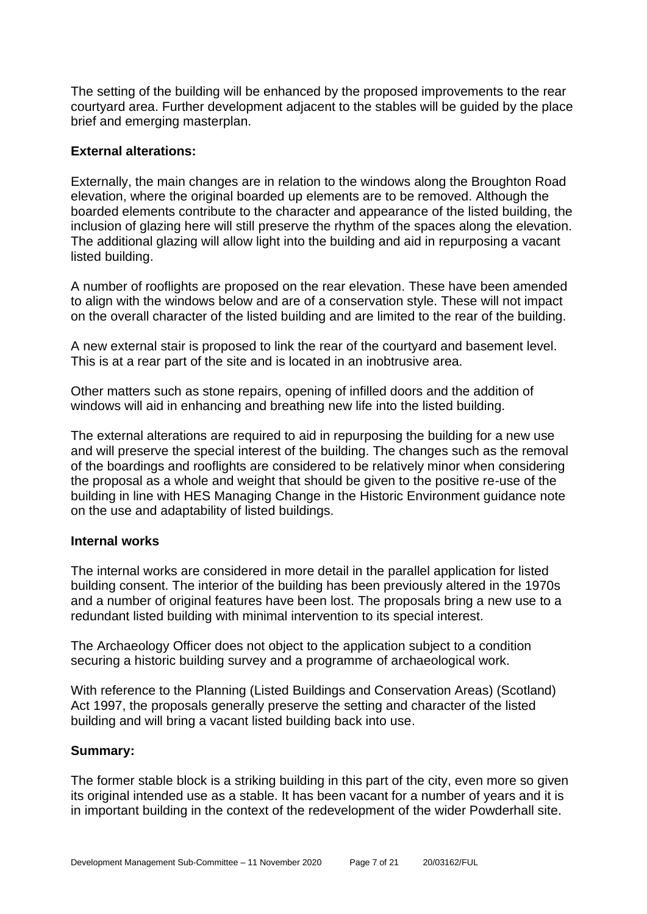The setting of the building will be enhanced by the proposed improvements to the rear courtyard area. Further development adjacent to the stables will be guided by the place brief and emerging masterplan.

**External alterations:**

Externally, the main changes are in relation to the windows along the Broughton Road elevation, where the original boarded up elements are to be removed. Although the boarded elements contribute to the character and appearance of the listed building, the inclusion of glazing here will still preserve the rhythm of the spaces along the elevation. The additional glazing will allow light into the building and aid in repurposing a vacant listed building.

A number of rooflights are proposed on the rear elevation. These have been amended to align with the windows below and are of a conservation style. These will not impact on the overall character of the listed building and are limited to the rear of the building.

A new external stair is proposed to link the rear of the courtyard and basement level. This is at a rear part of the site and is located in an inobtrusive area.

Other matters such as stone repairs, opening of infilled doors and the addition of windows will aid in enhancing and breathing new life into the listed building.

The external alterations are required to aid in repurposing the building for a new use and will preserve the special interest of the building. The changes such as the removal of the boardings and rooflights are considered to be relatively minor when considering the proposal as a whole and weight that should be given to the positive re-use of the building in line with HES Managing Change in the Historic Environment guidance note on the use and adaptability of listed buildings.

**Internal works**

The internal works are considered in more detail in the parallel application for listed building consent. The interior of the building has been previously altered in the 1970s and a number of original features have been lost. The proposals bring a new use to a redundant listed building with minimal intervention to its special interest.

The Archaeology Officer does not object to the application subject to a condition securing a historic building survey and a programme of archaeological work.

With reference to the Planning (Listed Buildings and Conservation Areas) (Scotland) Act 1997, the proposals generally preserve the setting and character of the listed building and will bring a vacant listed building back into use.

**Summary:**

The former stable block is a striking building in this part of the city, even more so given its original intended use as a stable. It has been vacant for a number of years and it is in important building in the context of the redevelopment of the wider Powderhall site.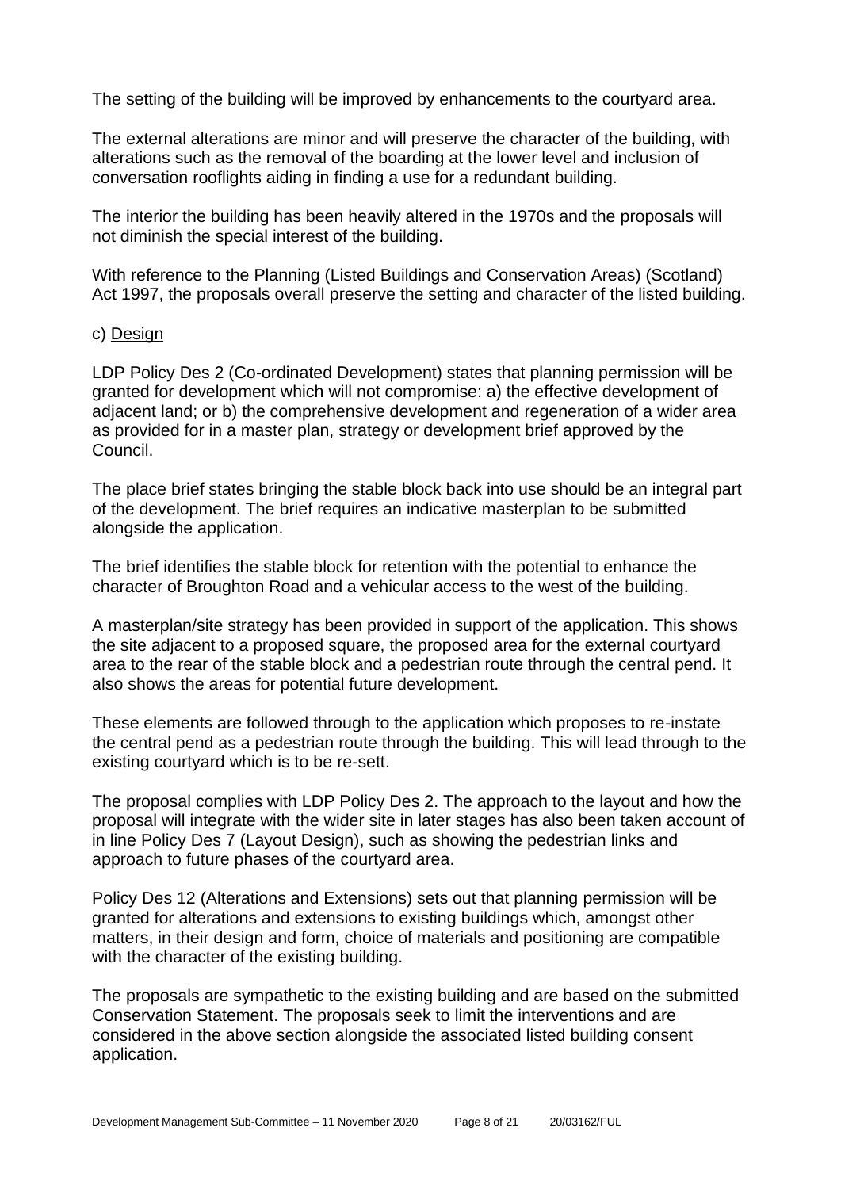The setting of the building will be improved by enhancements to the courtyard area.

The external alterations are minor and will preserve the character of the building, with alterations such as the removal of the boarding at the lower level and inclusion of conversation rooflights aiding in finding a use for a redundant building.

The interior the building has been heavily altered in the 1970s and the proposals will not diminish the special interest of the building.

With reference to the Planning (Listed Buildings and Conservation Areas) (Scotland) Act 1997, the proposals overall preserve the setting and character of the listed building.

c) Design

LDP Policy Des 2 (Co-ordinated Development) states that planning permission will be granted for development which will not compromise: a) the effective development of adjacent land; or b) the comprehensive development and regeneration of a wider area as provided for in a master plan, strategy or development brief approved by the Council.

The place brief states bringing the stable block back into use should be an integral part of the development. The brief requires an indicative masterplan to be submitted alongside the application.

The brief identifies the stable block for retention with the potential to enhance the character of Broughton Road and a vehicular access to the west of the building.

A masterplan/site strategy has been provided in support of the application. This shows the site adjacent to a proposed square, the proposed area for the external courtyard area to the rear of the stable block and a pedestrian route through the central pend. It also shows the areas for potential future development.

These elements are followed through to the application which proposes to re-instate the central pend as a pedestrian route through the building. This will lead through to the existing courtyard which is to be re-sett.

The proposal complies with LDP Policy Des 2. The approach to the layout and how the proposal will integrate with the wider site in later stages has also been taken account of in line Policy Des 7 (Layout Design), such as showing the pedestrian links and approach to future phases of the courtyard area.

Policy Des 12 (Alterations and Extensions) sets out that planning permission will be granted for alterations and extensions to existing buildings which, amongst other matters, in their design and form, choice of materials and positioning are compatible with the character of the existing building.

The proposals are sympathetic to the existing building and are based on the submitted Conservation Statement. The proposals seek to limit the interventions and are considered in the above section alongside the associated listed building consent application.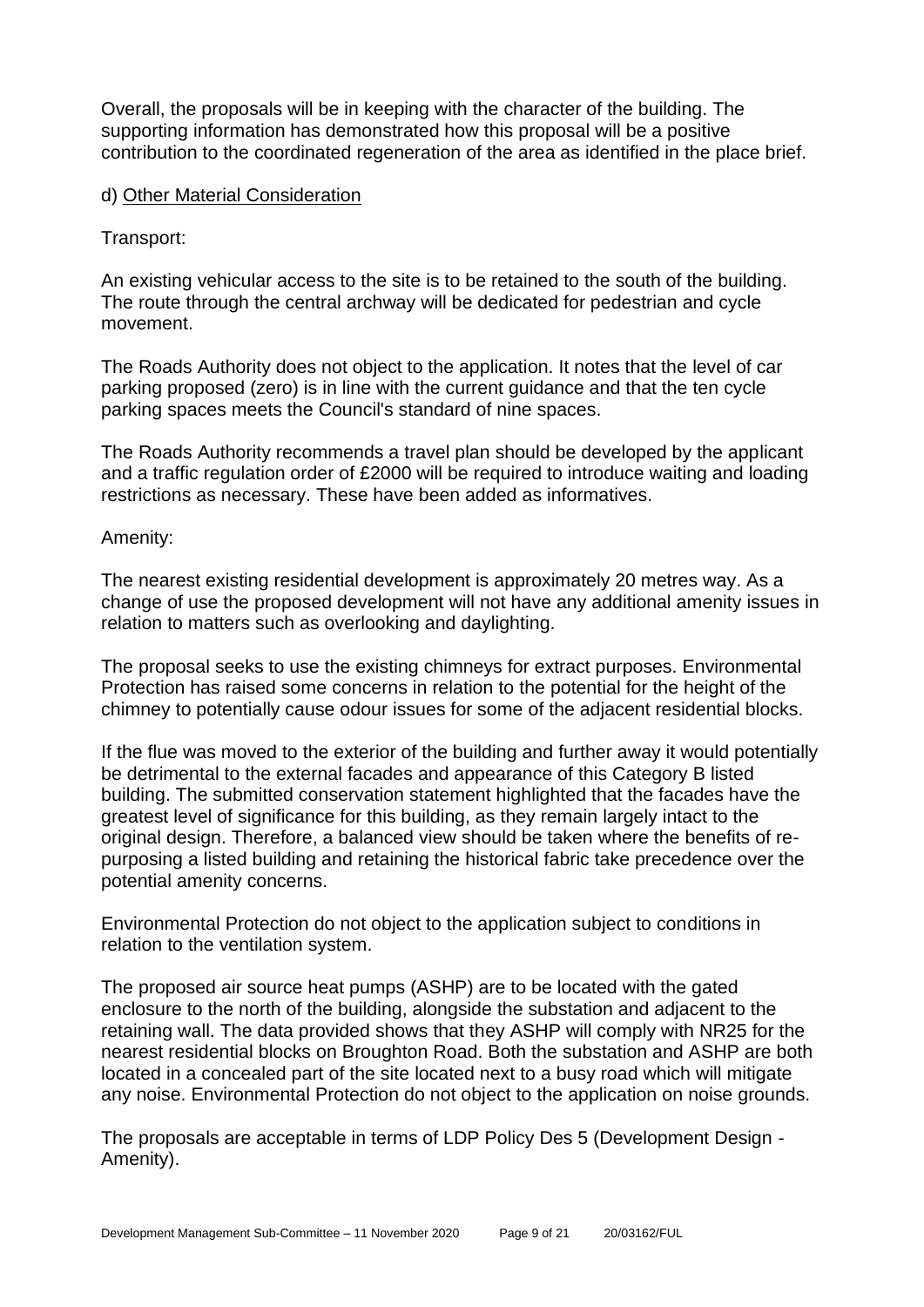Overall, the proposals will be in keeping with the character of the building. The supporting information has demonstrated how this proposal will be a positive contribution to the coordinated regeneration of the area as identified in the place brief.

d) Other Material Consideration

Transport:

An existing vehicular access to the site is to be retained to the south of the building. The route through the central archway will be dedicated for pedestrian and cycle movement.

The Roads Authority does not object to the application. It notes that the level of car parking proposed (zero) is in line with the current guidance and that the ten cycle parking spaces meets the Council's standard of nine spaces.

The Roads Authority recommends a travel plan should be developed by the applicant and a traffic regulation order of £2000 will be required to introduce waiting and loading restrictions as necessary. These have been added as informatives.

Amenity:

The nearest existing residential development is approximately 20 metres way. As a change of use the proposed development will not have any additional amenity issues in relation to matters such as overlooking and daylighting.

The proposal seeks to use the existing chimneys for extract purposes. Environmental Protection has raised some concerns in relation to the potential for the height of the chimney to potentially cause odour issues for some of the adjacent residential blocks.

If the flue was moved to the exterior of the building and further away it would potentially be detrimental to the external facades and appearance of this Category B listed building. The submitted conservation statement highlighted that the facades have the greatest level of significance for this building, as they remain largely intact to the original design. Therefore, a balanced view should be taken where the benefits of re-purposing a listed building and retaining the historical fabric take precedence over the potential amenity concerns.

Environmental Protection do not object to the application subject to conditions in relation to the ventilation system.

The proposed air source heat pumps (ASHP) are to be located with the gated enclosure to the north of the building, alongside the substation and adjacent to the retaining wall. The data provided shows that they ASHP will comply with NR25 for the nearest residential blocks on Broughton Road. Both the substation and ASHP are both located in a concealed part of the site located next to a busy road which will mitigate any noise. Environmental Protection do not object to the application on noise grounds.

The proposals are acceptable in terms of LDP Policy Des 5 (Development Design - Amenity).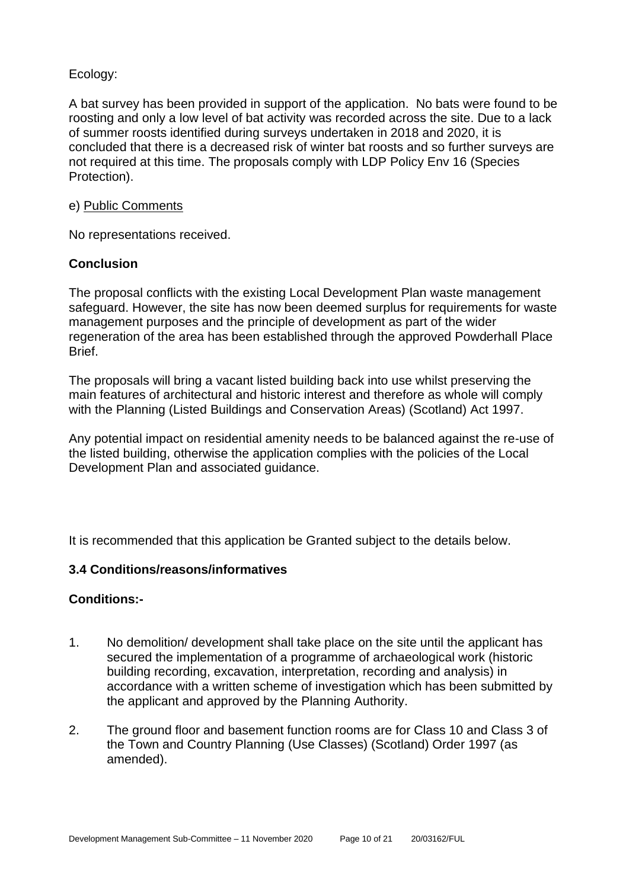Ecology:

A bat survey has been provided in support of the application. No bats were found to be roosting and only a low level of bat activity was recorded across the site. Due to a lack of summer roosts identified during surveys undertaken in 2018 and 2020, it is concluded that there is a decreased risk of winter bat roosts and so further surveys are not required at this time. The proposals comply with LDP Policy Env 16 (Species Protection).

e) Public Comments

No representations received.

**Conclusion**

The proposal conflicts with the existing Local Development Plan waste management safeguard. However, the site has now been deemed surplus for requirements for waste management purposes and the principle of development as part of the wider regeneration of the area has been established through the approved Powderhall Place Brief.

The proposals will bring a vacant listed building back into use whilst preserving the main features of architectural and historic interest and therefore as whole will comply with the Planning (Listed Buildings and Conservation Areas) (Scotland) Act 1997.

Any potential impact on residential amenity needs to be balanced against the re-use of the listed building, otherwise the application complies with the policies of the Local Development Plan and associated guidance.

It is recommended that this application be Granted subject to the details below.

**3.4 Conditions/reasons/informatives**

**Conditions:-**

1. No demolition/ development shall take place on the site until the applicant has secured the implementation of a programme of archaeological work (historic building recording, excavation, interpretation, recording and analysis) in accordance with a written scheme of investigation which has been submitted by the applicant and approved by the Planning Authority.

2. The ground floor and basement function rooms are for Class 10 and Class 3 of the Town and Country Planning (Use Classes) (Scotland) Order 1997 (as amended).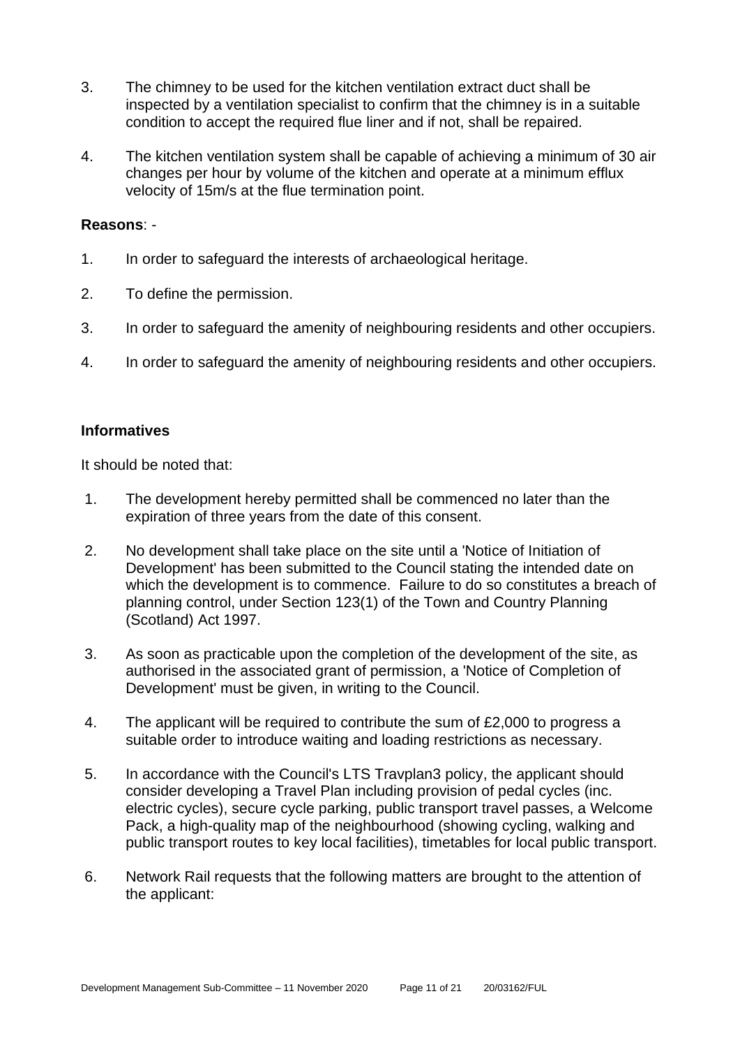3. The chimney to be used for the kitchen ventilation extract duct shall be inspected by a ventilation specialist to confirm that the chimney is in a suitable condition to accept the required flue liner and if not, shall be repaired.

4. The kitchen ventilation system shall be capable of achieving a minimum of 30 air changes per hour by volume of the kitchen and operate at a minimum efflux velocity of 15m/s at the flue termination point.

**Reasons**: -

1. In order to safeguard the interests of archaeological heritage.

2. To define the permission.

3. In order to safeguard the amenity of neighbouring residents and other occupiers.

4. In order to safeguard the amenity of neighbouring residents and other occupiers.

**Informatives**

It should be noted that:

1. The development hereby permitted shall be commenced no later than the expiration of three years from the date of this consent.

2. No development shall take place on the site until a 'Notice of Initiation of Development' has been submitted to the Council stating the intended date on which the development is to commence. Failure to do so constitutes a breach of planning control, under Section 123(1) of the Town and Country Planning (Scotland) Act 1997.

3. As soon as practicable upon the completion of the development of the site, as authorised in the associated grant of permission, a 'Notice of Completion of Development' must be given, in writing to the Council.

4. The applicant will be required to contribute the sum of £2,000 to progress a suitable order to introduce waiting and loading restrictions as necessary.

5. In accordance with the Council's LTS Travplan3 policy, the applicant should consider developing a Travel Plan including provision of pedal cycles (inc. electric cycles), secure cycle parking, public transport travel passes, a Welcome Pack, a high-quality map of the neighbourhood (showing cycling, walking and public transport routes to key local facilities), timetables for local public transport.

6. Network Rail requests that the following matters are brought to the attention of the applicant: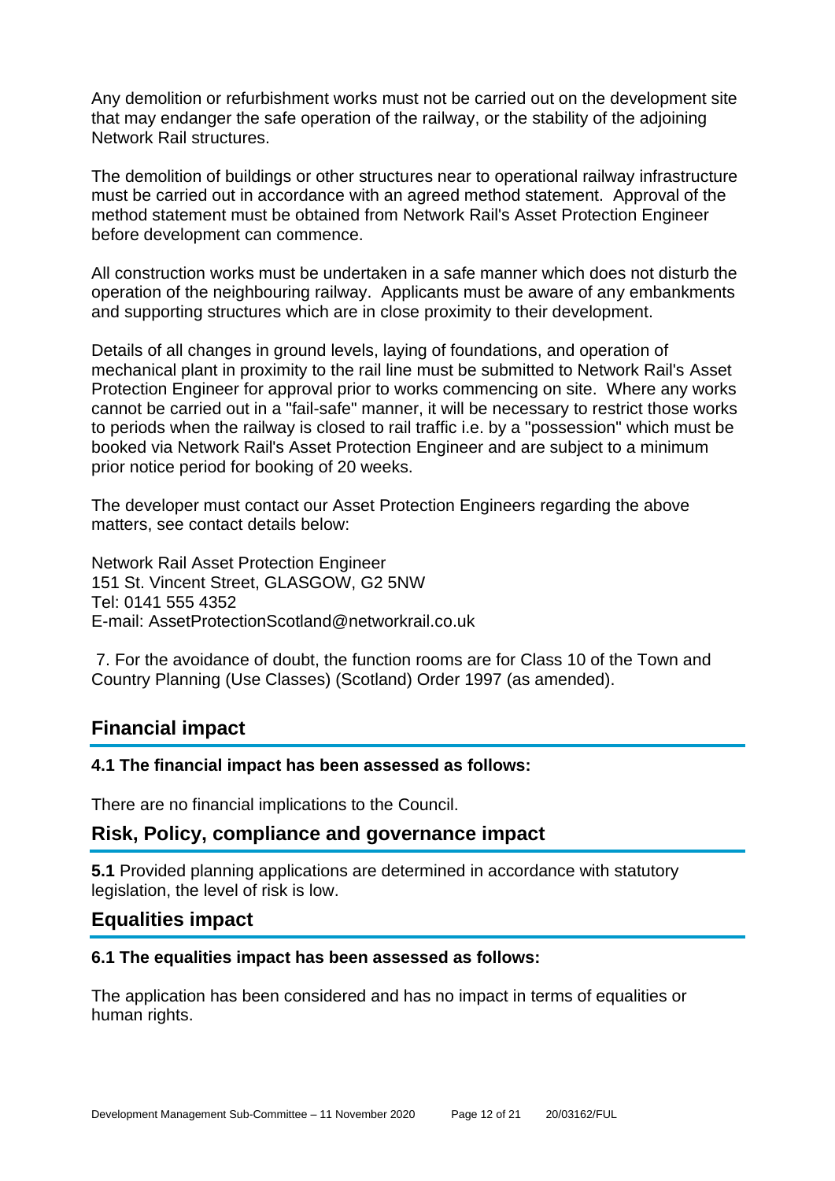Any demolition or refurbishment works must not be carried out on the development site that may endanger the safe operation of the railway, or the stability of the adjoining Network Rail structures.

The demolition of buildings or other structures near to operational railway infrastructure must be carried out in accordance with an agreed method statement. Approval of the method statement must be obtained from Network Rail's Asset Protection Engineer before development can commence.

All construction works must be undertaken in a safe manner which does not disturb the operation of the neighbouring railway. Applicants must be aware of any embankments and supporting structures which are in close proximity to their development.

Details of all changes in ground levels, laying of foundations, and operation of mechanical plant in proximity to the rail line must be submitted to Network Rail's Asset Protection Engineer for approval prior to works commencing on site. Where any works cannot be carried out in a "fail-safe" manner, it will be necessary to restrict those works to periods when the railway is closed to rail traffic i.e. by a "possession" which must be booked via Network Rail's Asset Protection Engineer and are subject to a minimum prior notice period for booking of 20 weeks.

The developer must contact our Asset Protection Engineers regarding the above matters, see contact details below:

Network Rail Asset Protection Engineer
151 St. Vincent Street, GLASGOW, G2 5NW
Tel: 0141 555 4352
E-mail: AssetProtectionScotland@networkrail.co.uk

7. For the avoidance of doubt, the function rooms are for Class 10 of the Town and Country Planning (Use Classes) (Scotland) Order 1997 (as amended).

## Financial impact

**4.1 The financial impact has been assessed as follows:**

There are no financial implications to the Council.

## Risk, Policy, compliance and governance impact

**5.1** Provided planning applications are determined in accordance with statutory legislation, the level of risk is low.

## Equalities impact

**6.1 The equalities impact has been assessed as follows:**

The application has been considered and has no impact in terms of equalities or human rights.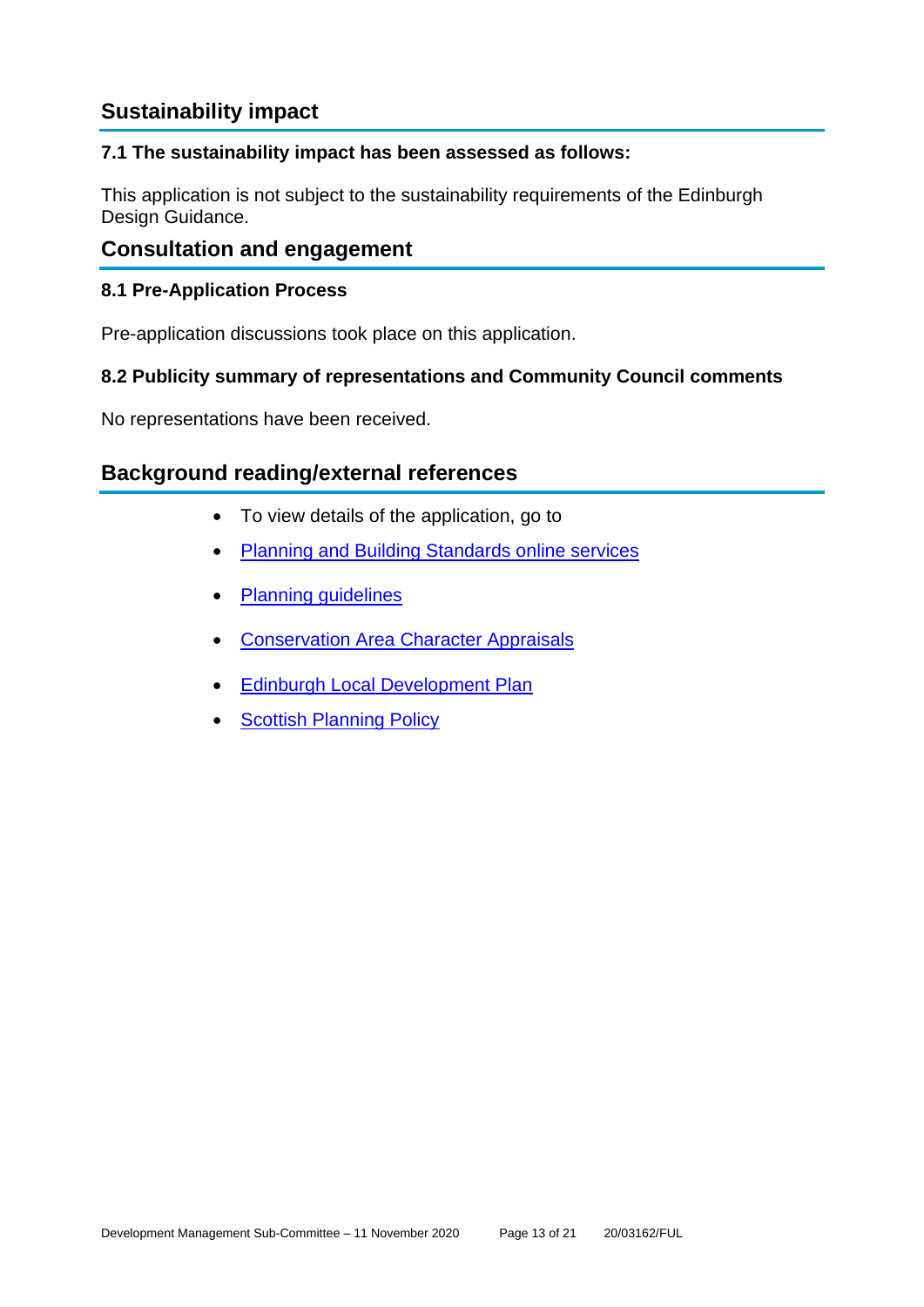## Sustainability impact

**7.1 The sustainability impact has been assessed as follows:**

This application is not subject to the sustainability requirements of the Edinburgh Design Guidance.

## Consultation and engagement

**8.1 Pre-Application Process**

Pre-application discussions took place on this application.

**8.2 Publicity summary of representations and Community Council comments**

No representations have been received.

## Background reading/external references

- To view details of the application, go to
- Planning and Building Standards online services
- Planning guidelines
- Conservation Area Character Appraisals
- Edinburgh Local Development Plan
- Scottish Planning Policy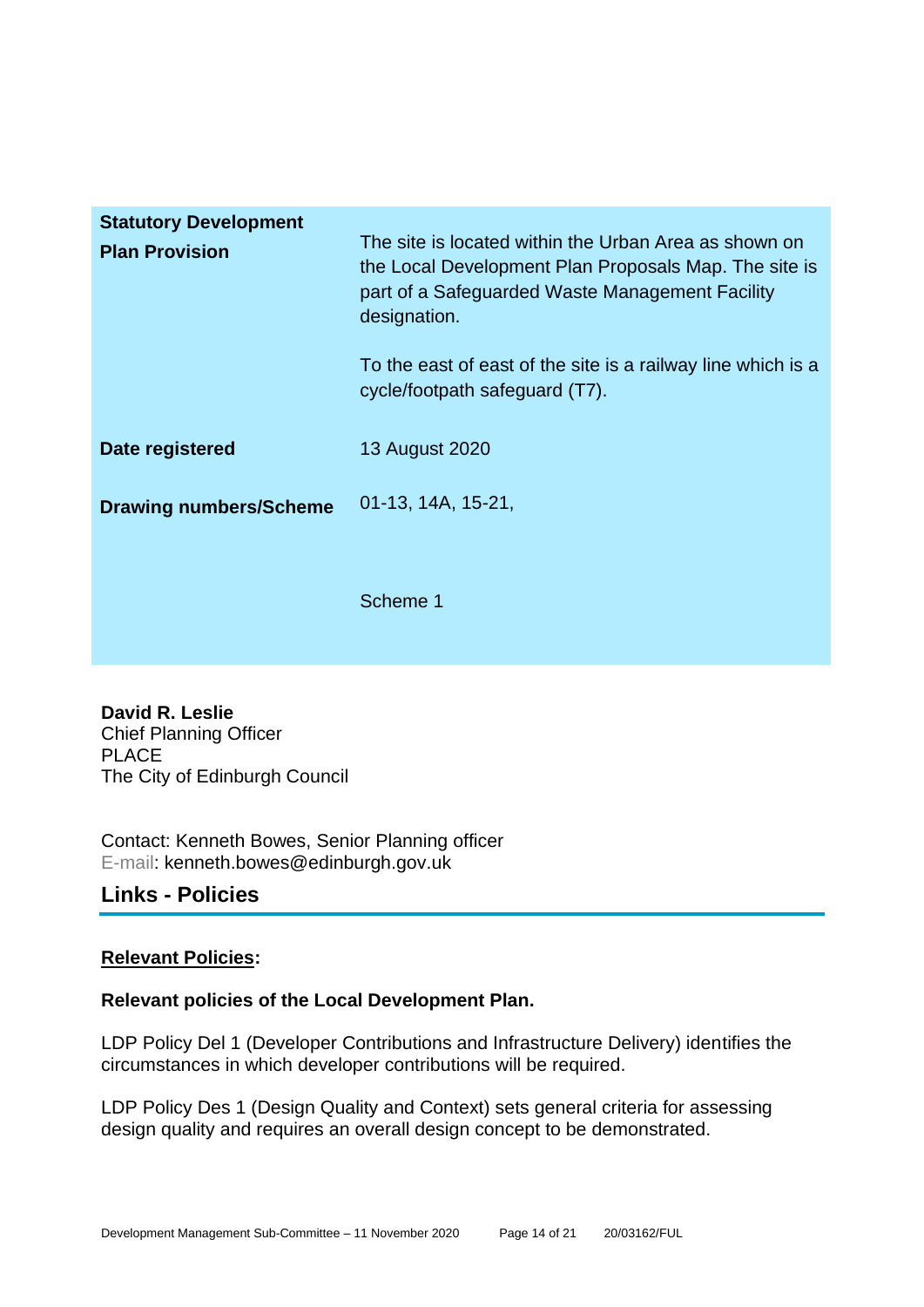| | |
|---|---|
| **Statutory Development Plan Provision** | The site is located within the Urban Area as shown on the Local Development Plan Proposals Map. The site is part of a Safeguarded Waste Management Facility designation.<br><br>To the east of east of the site is a railway line which is a cycle/footpath safeguard (T7). |
| **Date registered** | 13 August 2020 |
| **Drawing numbers/Scheme** | 01-13, 14A, 15-21,<br><br>Scheme 1 |

**David R. Leslie**
Chief Planning Officer
PLACE
The City of Edinburgh Council

Contact: Kenneth Bowes, Senior Planning officer
E-mail: kenneth.bowes@edinburgh.gov.uk

## Links - Policies

**Relevant Policies:**

**Relevant policies of the Local Development Plan.**

LDP Policy Del 1 (Developer Contributions and Infrastructure Delivery) identifies the circumstances in which developer contributions will be required.

LDP Policy Des 1 (Design Quality and Context) sets general criteria for assessing design quality and requires an overall design concept to be demonstrated.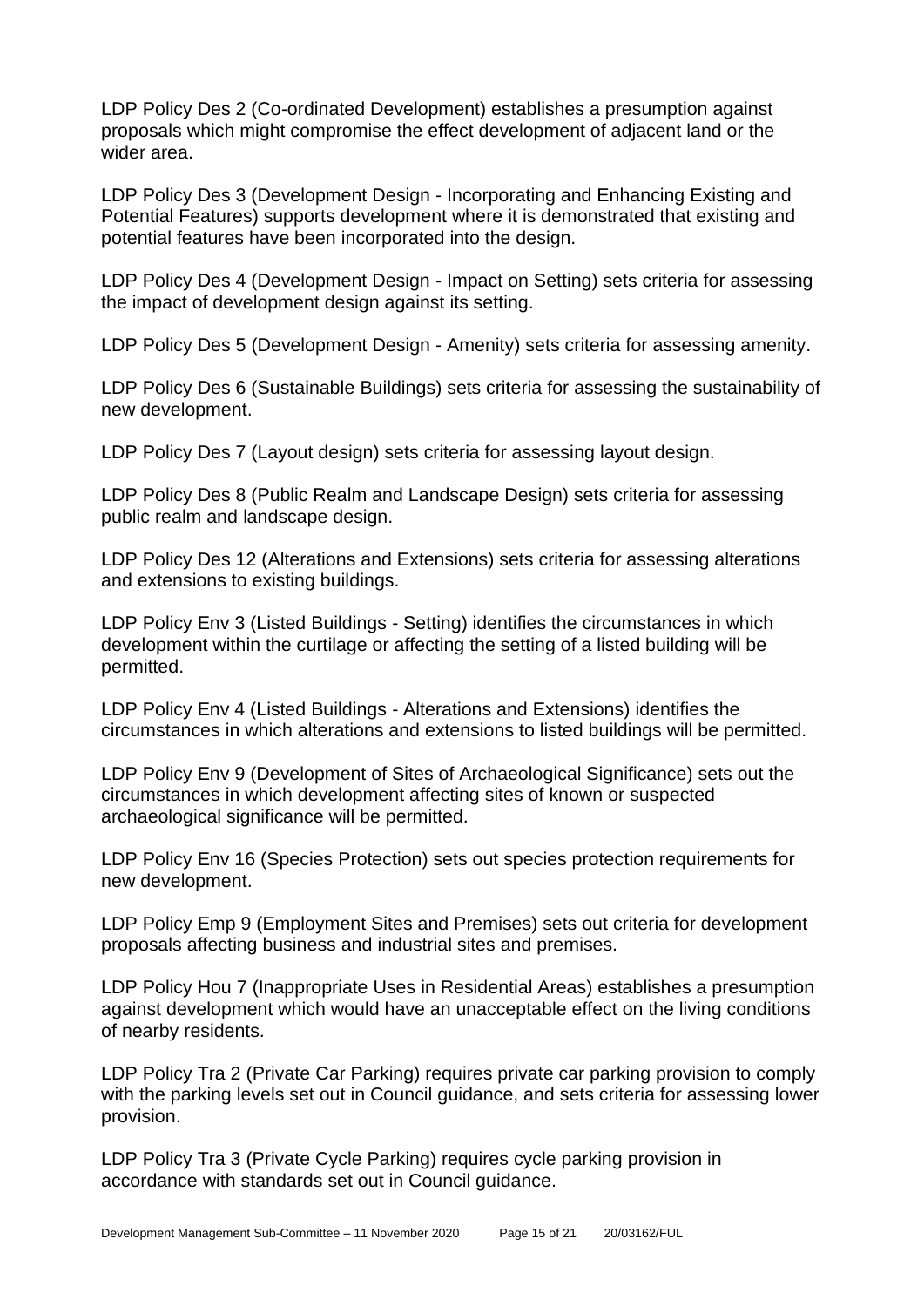LDP Policy Des 2 (Co-ordinated Development) establishes a presumption against proposals which might compromise the effect development of adjacent land or the wider area.

LDP Policy Des 3 (Development Design - Incorporating and Enhancing Existing and Potential Features) supports development where it is demonstrated that existing and potential features have been incorporated into the design.

LDP Policy Des 4 (Development Design - Impact on Setting) sets criteria for assessing the impact of development design against its setting.

LDP Policy Des 5 (Development Design - Amenity) sets criteria for assessing amenity.

LDP Policy Des 6 (Sustainable Buildings) sets criteria for assessing the sustainability of new development.

LDP Policy Des 7 (Layout design) sets criteria for assessing layout design.

LDP Policy Des 8 (Public Realm and Landscape Design) sets criteria for assessing public realm and landscape design.

LDP Policy Des 12 (Alterations and Extensions) sets criteria for assessing alterations and extensions to existing buildings.

LDP Policy Env 3 (Listed Buildings - Setting) identifies the circumstances in which development within the curtilage or affecting the setting of a listed building will be permitted.

LDP Policy Env 4 (Listed Buildings - Alterations and Extensions) identifies the circumstances in which alterations and extensions to listed buildings will be permitted.

LDP Policy Env 9 (Development of Sites of Archaeological Significance) sets out the circumstances in which development affecting sites of known or suspected archaeological significance will be permitted.

LDP Policy Env 16 (Species Protection) sets out species protection requirements for new development.

LDP Policy Emp 9 (Employment Sites and Premises) sets out criteria for development proposals affecting business and industrial sites and premises.

LDP Policy Hou 7 (Inappropriate Uses in Residential Areas) establishes a presumption against development which would have an unacceptable effect on the living conditions of nearby residents.

LDP Policy Tra 2 (Private Car Parking) requires private car parking provision to comply with the parking levels set out in Council guidance, and sets criteria for assessing lower provision.

LDP Policy Tra 3 (Private Cycle Parking) requires cycle parking provision in accordance with standards set out in Council guidance.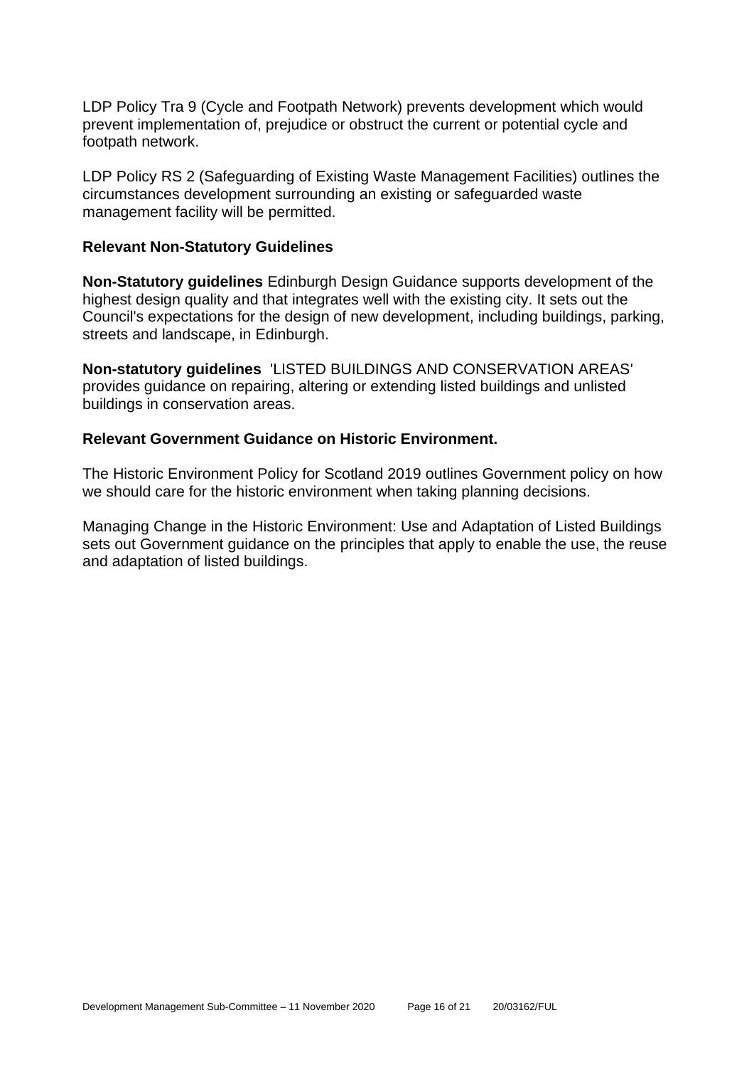LDP Policy Tra 9 (Cycle and Footpath Network) prevents development which would prevent implementation of, prejudice or obstruct the current or potential cycle and footpath network.

LDP Policy RS 2 (Safeguarding of Existing Waste Management Facilities) outlines the circumstances development surrounding an existing or safeguarded waste management facility will be permitted.

### Relevant Non-Statutory Guidelines

**Non-Statutory guidelines** Edinburgh Design Guidance supports development of the highest design quality and that integrates well with the existing city. It sets out the Council's expectations for the design of new development, including buildings, parking, streets and landscape, in Edinburgh.

**Non-statutory guidelines** 'LISTED BUILDINGS AND CONSERVATION AREAS' provides guidance on repairing, altering or extending listed buildings and unlisted buildings in conservation areas.

### Relevant Government Guidance on Historic Environment.

The Historic Environment Policy for Scotland 2019 outlines Government policy on how we should care for the historic environment when taking planning decisions.

Managing Change in the Historic Environment: Use and Adaptation of Listed Buildings sets out Government guidance on the principles that apply to enable the use, the reuse and adaptation of listed buildings.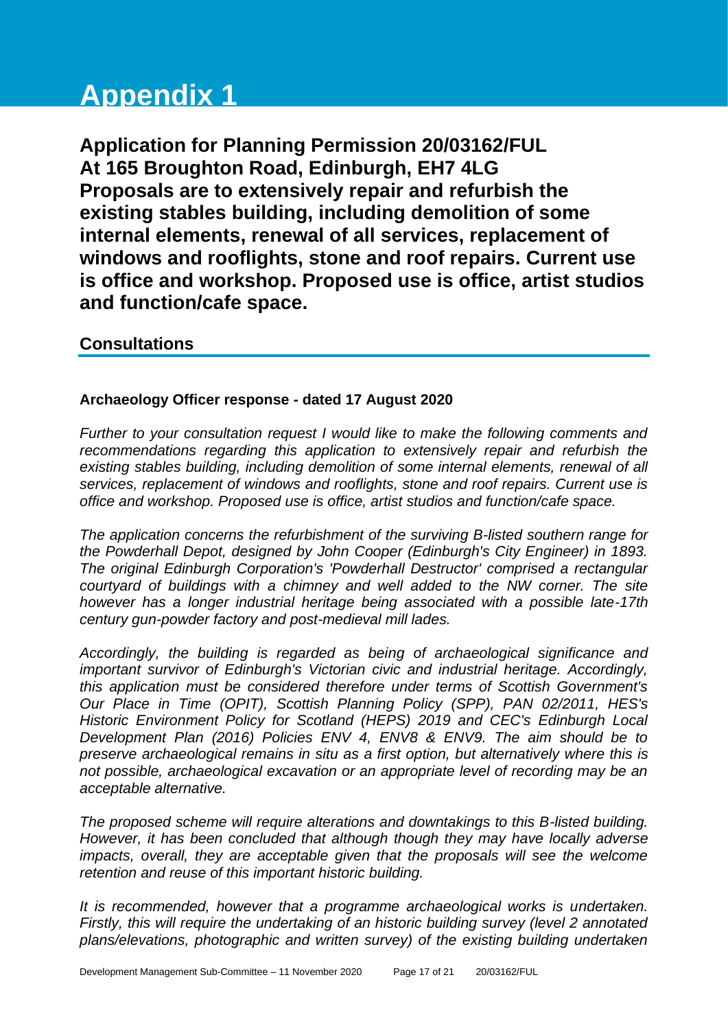# Appendix 1

**Application for Planning Permission 20/03162/FUL**
**At 165 Broughton Road, Edinburgh, EH7 4LG**
**Proposals are to extensively repair and refurbish the existing stables building, including demolition of some internal elements, renewal of all services, replacement of windows and rooflights, stone and roof repairs. Current use is office and workshop. Proposed use is office, artist studios and function/cafe space.**

## Consultations

**Archaeology Officer response - dated 17 August 2020**

*Further to your consultation request I would like to make the following comments and recommendations regarding this application to extensively repair and refurbish the existing stables building, including demolition of some internal elements, renewal of all services, replacement of windows and rooflights, stone and roof repairs. Current use is office and workshop. Proposed use is office, artist studios and function/cafe space.*

*The application concerns the refurbishment of the surviving B-listed southern range for the Powderhall Depot, designed by John Cooper (Edinburgh's City Engineer) in 1893. The original Edinburgh Corporation's 'Powderhall Destructor' comprised a rectangular courtyard of buildings with a chimney and well added to the NW corner. The site however has a longer industrial heritage being associated with a possible late-17th century gun-powder factory and post-medieval mill lades.*

*Accordingly, the building is regarded as being of archaeological significance and important survivor of Edinburgh's Victorian civic and industrial heritage. Accordingly, this application must be considered therefore under terms of Scottish Government's Our Place in Time (OPIT), Scottish Planning Policy (SPP), PAN 02/2011, HES's Historic Environment Policy for Scotland (HEPS) 2019 and CEC's Edinburgh Local Development Plan (2016) Policies ENV 4, ENV8 & ENV9. The aim should be to preserve archaeological remains in situ as a first option, but alternatively where this is not possible, archaeological excavation or an appropriate level of recording may be an acceptable alternative.*

*The proposed scheme will require alterations and downtakings to this B-listed building. However, it has been concluded that although though they may have locally adverse impacts, overall, they are acceptable given that the proposals will see the welcome retention and reuse of this important historic building.*

*It is recommended, however that a programme archaeological works is undertaken. Firstly, this will require the undertaking of an historic building survey (level 2 annotated plans/elevations, photographic and written survey) of the existing building undertaken*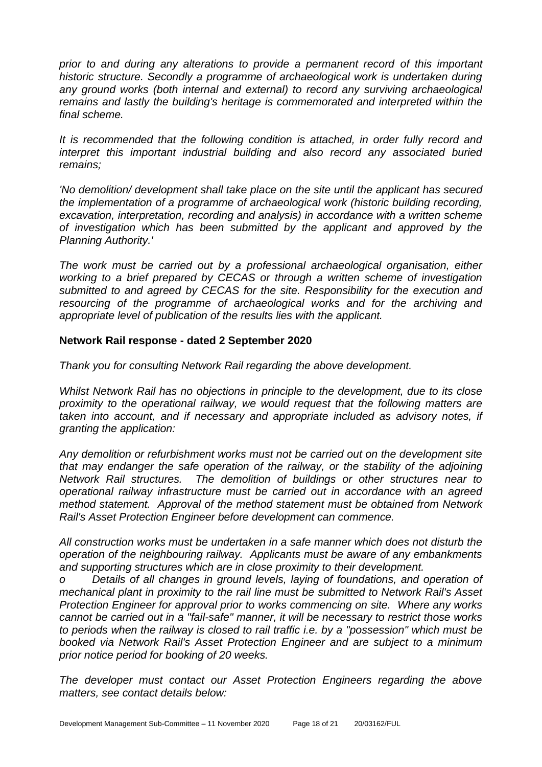*prior to and during any alterations to provide a permanent record of this important historic structure. Secondly a programme of archaeological work is undertaken during any ground works (both internal and external) to record any surviving archaeological remains and lastly the building's heritage is commemorated and interpreted within the final scheme.*

*It is recommended that the following condition is attached, in order fully record and interpret this important industrial building and also record any associated buried remains;*

*'No demolition/ development shall take place on the site until the applicant has secured the implementation of a programme of archaeological work (historic building recording, excavation, interpretation, recording and analysis) in accordance with a written scheme of investigation which has been submitted by the applicant and approved by the Planning Authority.'*

*The work must be carried out by a professional archaeological organisation, either working to a brief prepared by CECAS or through a written scheme of investigation submitted to and agreed by CECAS for the site. Responsibility for the execution and resourcing of the programme of archaeological works and for the archiving and appropriate level of publication of the results lies with the applicant.*

**Network Rail response - dated 2 September 2020**

*Thank you for consulting Network Rail regarding the above development.*

*Whilst Network Rail has no objections in principle to the development, due to its close proximity to the operational railway, we would request that the following matters are taken into account, and if necessary and appropriate included as advisory notes, if granting the application:*

*Any demolition or refurbishment works must not be carried out on the development site that may endanger the safe operation of the railway, or the stability of the adjoining Network Rail structures. The demolition of buildings or other structures near to operational railway infrastructure must be carried out in accordance with an agreed method statement. Approval of the method statement must be obtained from Network Rail's Asset Protection Engineer before development can commence.*

*All construction works must be undertaken in a safe manner which does not disturb the operation of the neighbouring railway. Applicants must be aware of any embankments and supporting structures which are in close proximity to their development.*

*o Details of all changes in ground levels, laying of foundations, and operation of mechanical plant in proximity to the rail line must be submitted to Network Rail's Asset Protection Engineer for approval prior to works commencing on site. Where any works cannot be carried out in a "fail-safe" manner, it will be necessary to restrict those works to periods when the railway is closed to rail traffic i.e. by a "possession" which must be booked via Network Rail's Asset Protection Engineer and are subject to a minimum prior notice period for booking of 20 weeks.*

*The developer must contact our Asset Protection Engineers regarding the above matters, see contact details below:*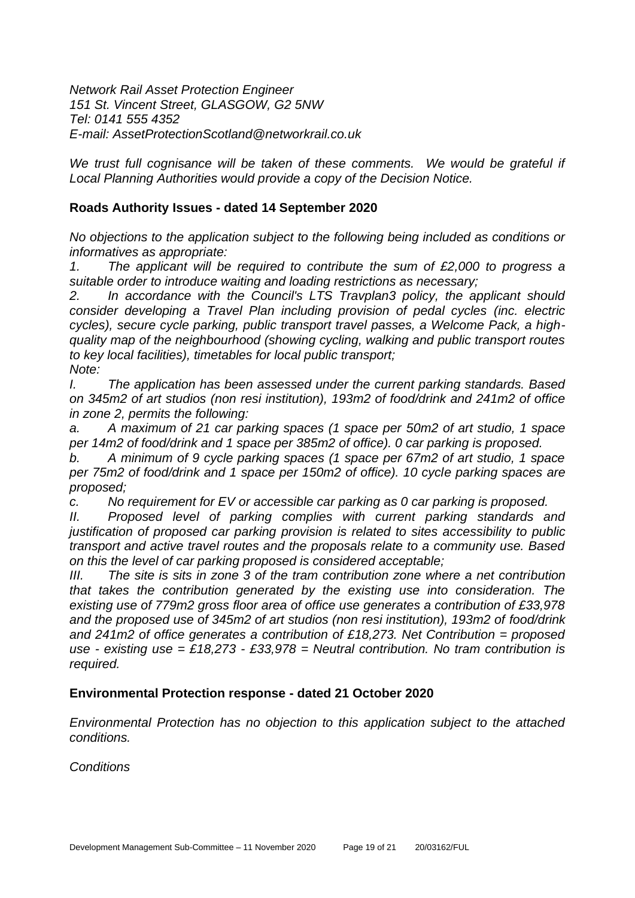*Network Rail Asset Protection Engineer*
*151 St. Vincent Street, GLASGOW, G2 5NW*
*Tel: 0141 555 4352*
*E-mail: AssetProtectionScotland@networkrail.co.uk*

*We trust full cognisance will be taken of these comments. We would be grateful if Local Planning Authorities would provide a copy of the Decision Notice.*

## Roads Authority Issues - dated 14 September 2020

*No objections to the application subject to the following being included as conditions or informatives as appropriate:*

*1. The applicant will be required to contribute the sum of £2,000 to progress a suitable order to introduce waiting and loading restrictions as necessary;*

*2. In accordance with the Council's LTS Travplan3 policy, the applicant should consider developing a Travel Plan including provision of pedal cycles (inc. electric cycles), secure cycle parking, public transport travel passes, a Welcome Pack, a high-quality map of the neighbourhood (showing cycling, walking and public transport routes to key local facilities), timetables for local public transport;*

*Note:*

*I. The application has been assessed under the current parking standards. Based on 345m2 of art studios (non resi institution), 193m2 of food/drink and 241m2 of office in zone 2, permits the following:*

*a. A maximum of 21 car parking spaces (1 space per 50m2 of art studio, 1 space per 14m2 of food/drink and 1 space per 385m2 of office). 0 car parking is proposed.*

*b. A minimum of 9 cycle parking spaces (1 space per 67m2 of art studio, 1 space per 75m2 of food/drink and 1 space per 150m2 of office). 10 cycle parking spaces are proposed;*

*c. No requirement for EV or accessible car parking as 0 car parking is proposed.*

*II. Proposed level of parking complies with current parking standards and justification of proposed car parking provision is related to sites accessibility to public transport and active travel routes and the proposals relate to a community use. Based on this the level of car parking proposed is considered acceptable;*

*III. The site is sits in zone 3 of the tram contribution zone where a net contribution that takes the contribution generated by the existing use into consideration. The existing use of 779m2 gross floor area of office use generates a contribution of £33,978 and the proposed use of 345m2 of art studios (non resi institution), 193m2 of food/drink and 241m2 of office generates a contribution of £18,273. Net Contribution = proposed use - existing use = £18,273 - £33,978 = Neutral contribution. No tram contribution is required.*

## Environmental Protection response - dated 21 October 2020

*Environmental Protection has no objection to this application subject to the attached conditions.*

*Conditions*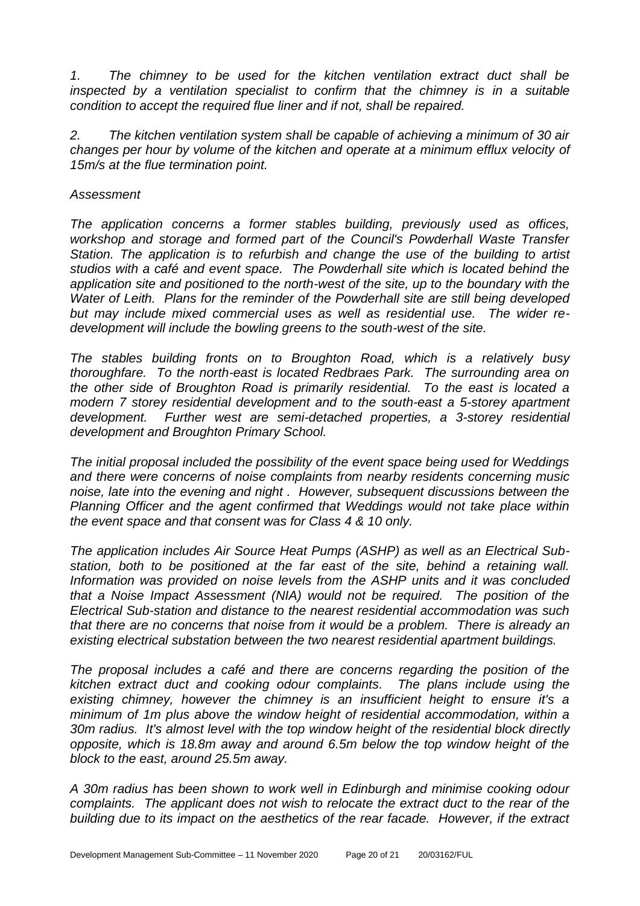*1. The chimney to be used for the kitchen ventilation extract duct shall be inspected by a ventilation specialist to confirm that the chimney is in a suitable condition to accept the required flue liner and if not, shall be repaired.*

*2. The kitchen ventilation system shall be capable of achieving a minimum of 30 air changes per hour by volume of the kitchen and operate at a minimum efflux velocity of 15m/s at the flue termination point.*

*Assessment*

*The application concerns a former stables building, previously used as offices, workshop and storage and formed part of the Council's Powderhall Waste Transfer Station. The application is to refurbish and change the use of the building to artist studios with a café and event space. The Powderhall site which is located behind the application site and positioned to the north-west of the site, up to the boundary with the Water of Leith. Plans for the reminder of the Powderhall site are still being developed but may include mixed commercial uses as well as residential use. The wider re-development will include the bowling greens to the south-west of the site.*

*The stables building fronts on to Broughton Road, which is a relatively busy thoroughfare. To the north-east is located Redbraes Park. The surrounding area on the other side of Broughton Road is primarily residential. To the east is located a modern 7 storey residential development and to the south-east a 5-storey apartment development. Further west are semi-detached properties, a 3-storey residential development and Broughton Primary School.*

*The initial proposal included the possibility of the event space being used for Weddings and there were concerns of noise complaints from nearby residents concerning music noise, late into the evening and night . However, subsequent discussions between the Planning Officer and the agent confirmed that Weddings would not take place within the event space and that consent was for Class 4 & 10 only.*

*The application includes Air Source Heat Pumps (ASHP) as well as an Electrical Sub-station, both to be positioned at the far east of the site, behind a retaining wall. Information was provided on noise levels from the ASHP units and it was concluded that a Noise Impact Assessment (NIA) would not be required. The position of the Electrical Sub-station and distance to the nearest residential accommodation was such that there are no concerns that noise from it would be a problem. There is already an existing electrical substation between the two nearest residential apartment buildings.*

*The proposal includes a café and there are concerns regarding the position of the kitchen extract duct and cooking odour complaints. The plans include using the existing chimney, however the chimney is an insufficient height to ensure it's a minimum of 1m plus above the window height of residential accommodation, within a 30m radius. It's almost level with the top window height of the residential block directly opposite, which is 18.8m away and around 6.5m below the top window height of the block to the east, around 25.5m away.*

*A 30m radius has been shown to work well in Edinburgh and minimise cooking odour complaints. The applicant does not wish to relocate the extract duct to the rear of the building due to its impact on the aesthetics of the rear facade. However, if the extract*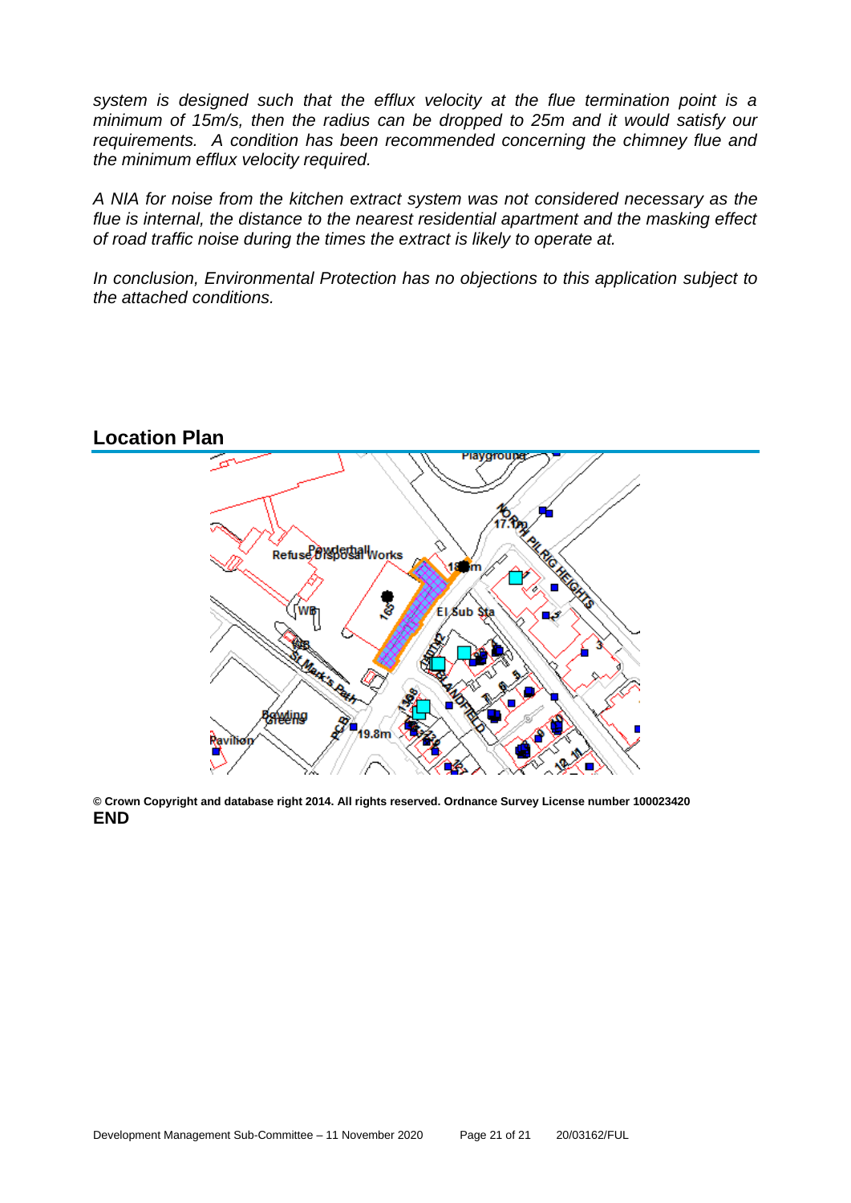*system is designed such that the efflux velocity at the flue termination point is a minimum of 15m/s, then the radius can be dropped to 25m and it would satisfy our requirements. A condition has been recommended concerning the chimney flue and the minimum efflux velocity required.*

*A NIA for noise from the kitchen extract system was not considered necessary as the flue is internal, the distance to the nearest residential apartment and the masking effect of road traffic noise during the times the extract is likely to operate at.*

*In conclusion, Environmental Protection has no objections to this application subject to the attached conditions.*

## Location Plan

**© Crown Copyright and database right 2014. All rights reserved. Ordnance Survey License number 100023420**

**END**